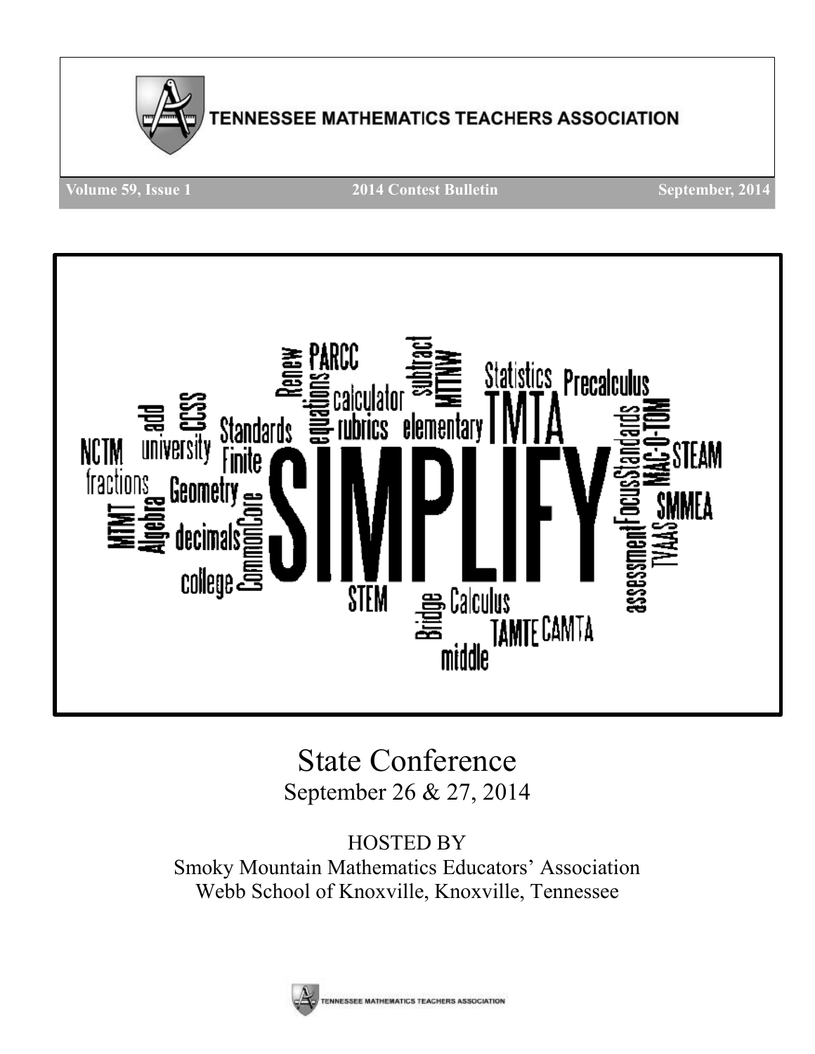# TENNESSEE MATHEMATICS TEACHERS ASSOCIATION

**Volume 59, Issue 1** | **2014 Contest Bulletin** | **September, 2014**

SIMPLIFY

NCTM fractions MTMT Algebra add university CCSS Geometry decimals college Standards Finite CommonCore Renew PARCC equations calculator rubrics subtract MTTNW elementary STEM Bridge Calculus middle Statistics TMTA Precalculus TAMTE CAMTA FocusStandards MAC-O-TOM STEAM SMMEA assessment TVAAS

## State Conference

September 26 & 27, 2014

HOSTED BY
Smoky Mountain Mathematics Educators' Association
Webb School of Knoxville, Knoxville, Tennessee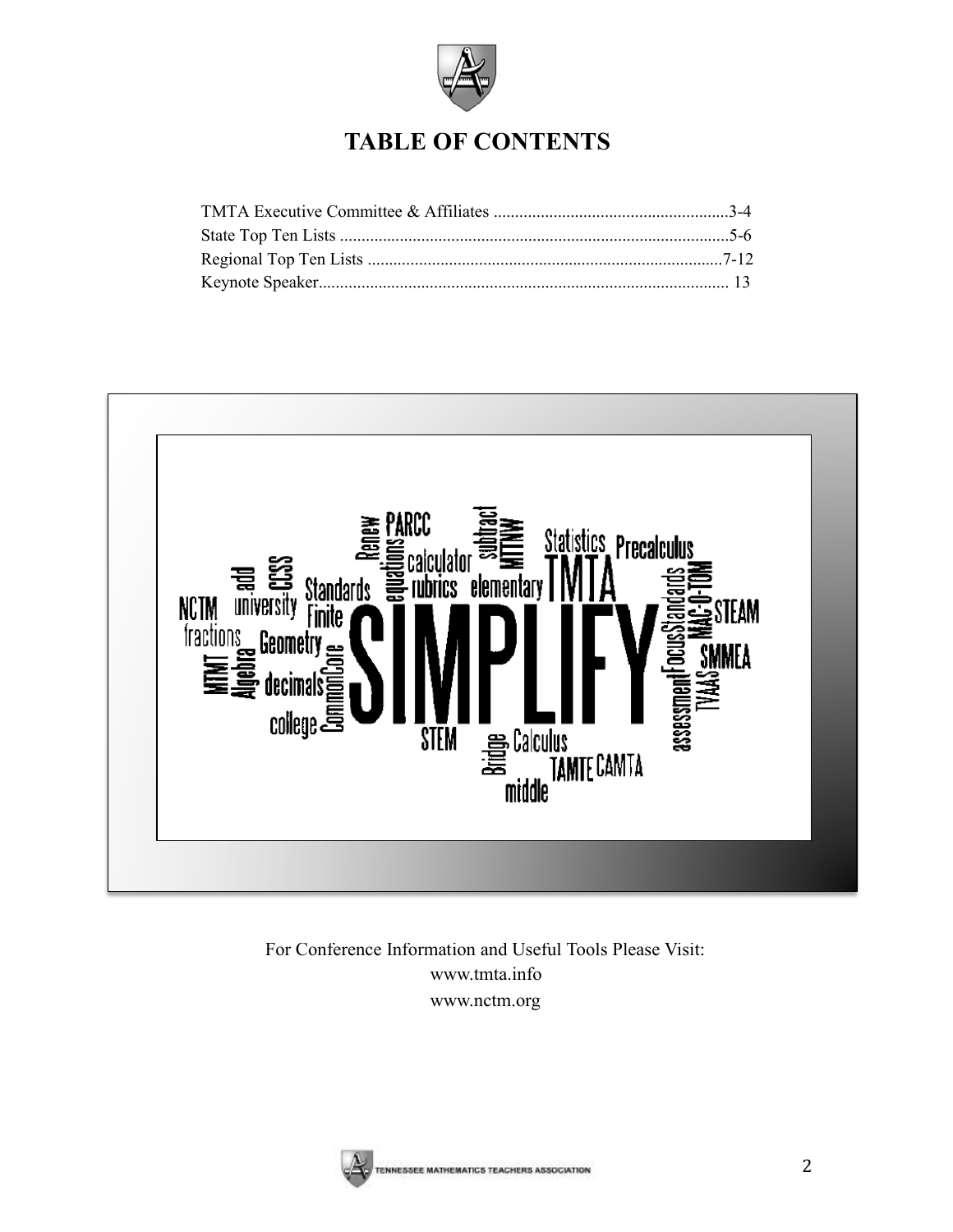# TABLE OF CONTENTS

| | |
|---|---|
| TMTA Executive Committee & Affiliates | 3-4 |
| State Top Ten Lists | 5-6 |
| Regional Top Ten Lists | 7-12 |
| Keynote Speaker | 13 |

For Conference Information and Useful Tools Please Visit:
www.tmta.info
www.nctm.org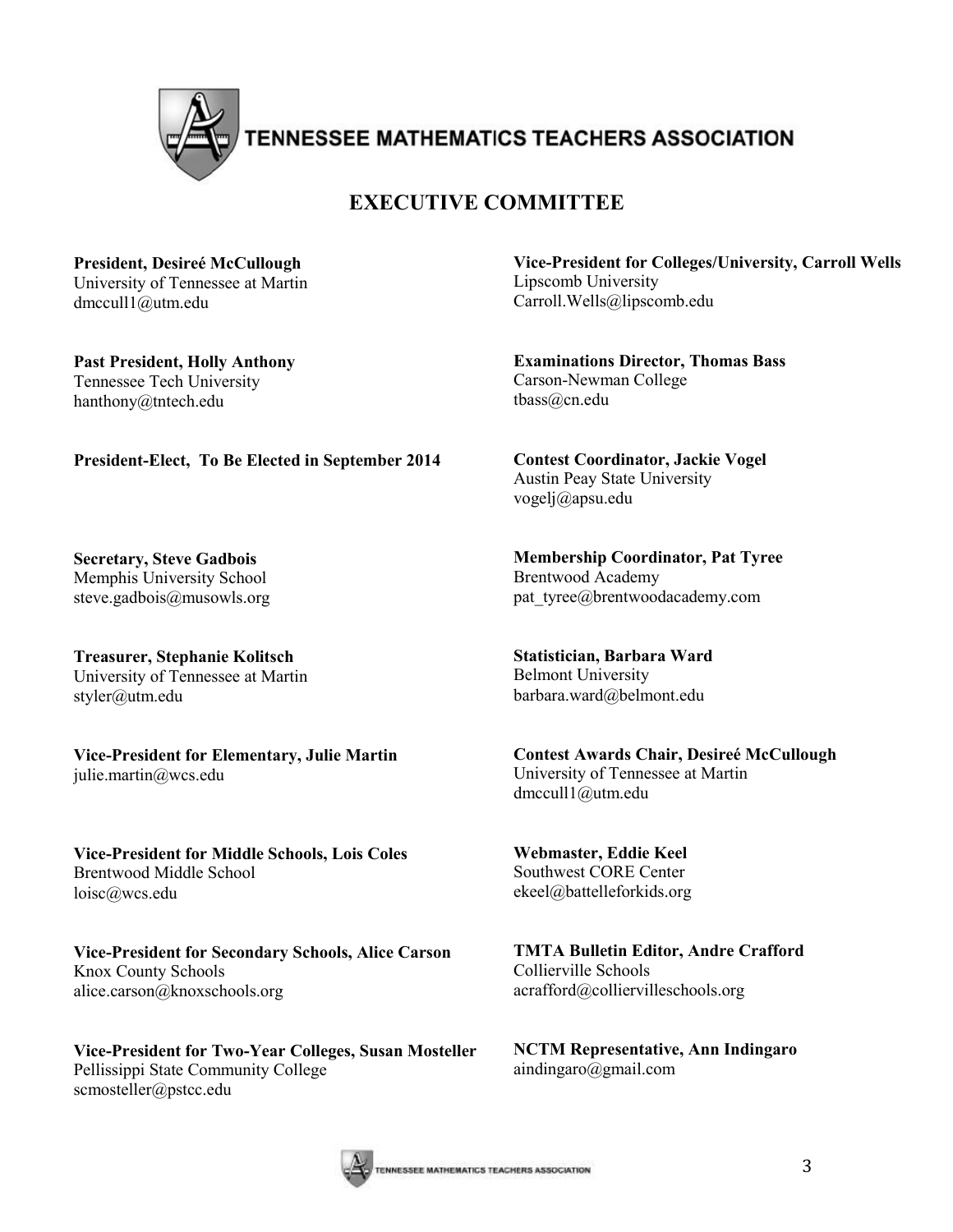TENNESSEE MATHEMATICS TEACHERS ASSOCIATION

## EXECUTIVE COMMITTEE

**President, Desireé McCullough**
University of Tennessee at Martin
dmccull1@utm.edu

**Past President, Holly Anthony**
Tennessee Tech University
hanthony@tntech.edu

**President-Elect, To Be Elected in September 2014**

**Secretary, Steve Gadbois**
Memphis University School
steve.gadbois@musowls.org

**Treasurer, Stephanie Kolitsch**
University of Tennessee at Martin
styler@utm.edu

**Vice-President for Elementary, Julie Martin**
julie.martin@wcs.edu

**Vice-President for Middle Schools, Lois Coles**
Brentwood Middle School
loisc@wcs.edu

**Vice-President for Secondary Schools, Alice Carson**
Knox County Schools
alice.carson@knoxschools.org

**Vice-President for Two-Year Colleges, Susan Mosteller**
Pellissippi State Community College
scmosteller@pstcc.edu

**Vice-President for Colleges/University, Carroll Wells**
Lipscomb University
Carroll.Wells@lipscomb.edu

**Examinations Director, Thomas Bass**
Carson-Newman College
tbass@cn.edu

**Contest Coordinator, Jackie Vogel**
Austin Peay State University
vogelj@apsu.edu

**Membership Coordinator, Pat Tyree**
Brentwood Academy
pat_tyree@brentwoodacademy.com

**Statistician, Barbara Ward**
Belmont University
barbara.ward@belmont.edu

**Contest Awards Chair, Desireé McCullough**
University of Tennessee at Martin
dmccull1@utm.edu

**Webmaster, Eddie Keel**
Southwest CORE Center
ekeel@battelleforkids.org

**TMTA Bulletin Editor, Andre Crafford**
Collierville Schools
acrafford@colliervilleschools.org

**NCTM Representative, Ann Indingaro**
aindingaro@gmail.com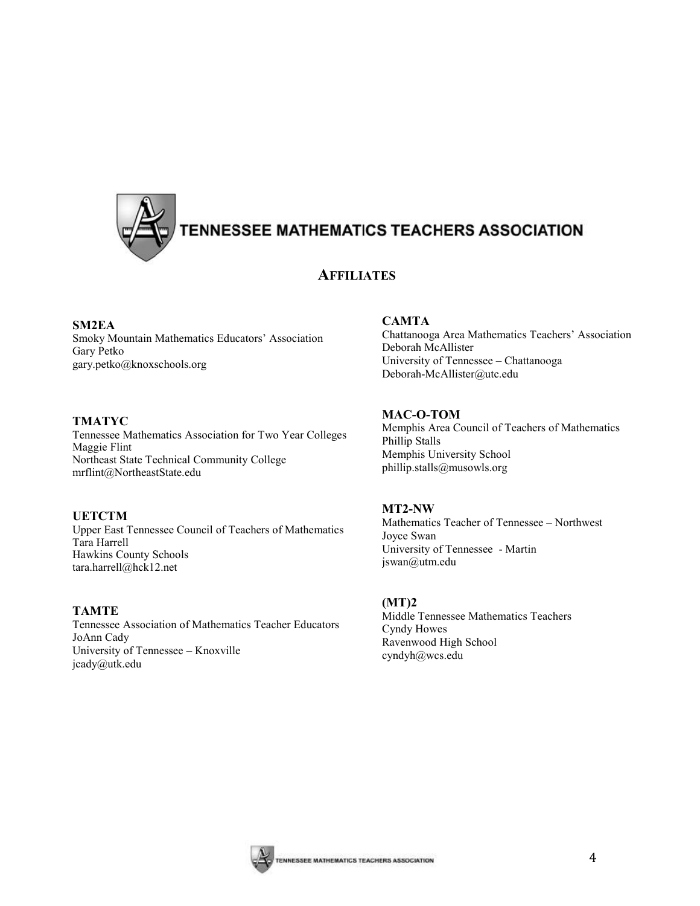# TENNESSEE MATHEMATICS TEACHERS ASSOCIATION

## AFFILIATES

**SM2EA**
Smoky Mountain Mathematics Educators' Association
Gary Petko
gary.petko@knoxschools.org

**TMATYC**
Tennessee Mathematics Association for Two Year Colleges
Maggie Flint
Northeast State Technical Community College
mrflint@NortheastState.edu

**UETCTM**
Upper East Tennessee Council of Teachers of Mathematics
Tara Harrell
Hawkins County Schools
tara.harrell@hck12.net

**TAMTE**
Tennessee Association of Mathematics Teacher Educators
JoAnn Cady
University of Tennessee – Knoxville
jcady@utk.edu

**CAMTA**
Chattanooga Area Mathematics Teachers' Association
Deborah McAllister
University of Tennessee – Chattanooga
Deborah-McAllister@utc.edu

**MAC-O-TOM**
Memphis Area Council of Teachers of Mathematics
Phillip Stalls
Memphis University School
phillip.stalls@musowls.org

**MT2-NW**
Mathematics Teacher of Tennessee – Northwest
Joyce Swan
University of Tennessee - Martin
jswan@utm.edu

**(MT)2**
Middle Tennessee Mathematics Teachers
Cyndy Howes
Ravenwood High School
cyndyh@wcs.edu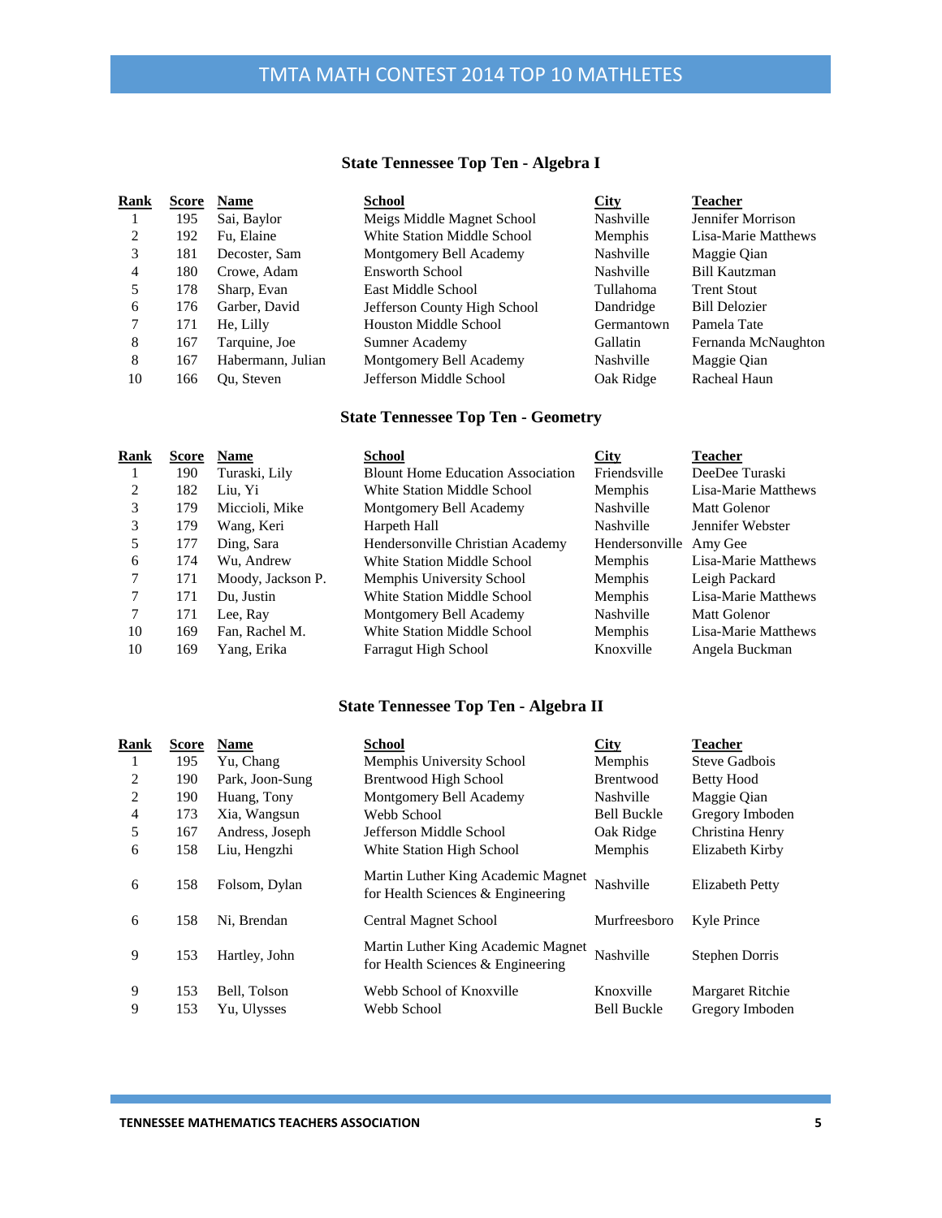# TMTA MATH CONTEST 2014 TOP 10 MATHLETES

## State Tennessee Top Ten - Algebra I

| Rank | Score | Name | School | City | Teacher |
|---|---|---|---|---|---|
| 1 | 195 | Sai, Baylor | Meigs Middle Magnet School | Nashville | Jennifer Morrison |
| 2 | 192 | Fu, Elaine | White Station Middle School | Memphis | Lisa-Marie Matthews |
| 3 | 181 | Decoster, Sam | Montgomery Bell Academy | Nashville | Maggie Qian |
| 4 | 180 | Crowe, Adam | Ensworth School | Nashville | Bill Kautzman |
| 5 | 178 | Sharp, Evan | East Middle School | Tullahoma | Trent Stout |
| 6 | 176 | Garber, David | Jefferson County High School | Dandridge | Bill Delozier |
| 7 | 171 | He, Lilly | Houston Middle School | Germantown | Pamela Tate |
| 8 | 167 | Tarquine, Joe | Sumner Academy | Gallatin | Fernanda McNaughton |
| 8 | 167 | Habermann, Julian | Montgomery Bell Academy | Nashville | Maggie Qian |
| 10 | 166 | Qu, Steven | Jefferson Middle School | Oak Ridge | Racheal Haun |

## State Tennessee Top Ten - Geometry

| Rank | Score | Name | School | City | Teacher |
|---|---|---|---|---|---|
| 1 | 190 | Turaski, Lily | Blount Home Education Association | Friendsville | DeeDee Turaski |
| 2 | 182 | Liu, Yi | White Station Middle School | Memphis | Lisa-Marie Matthews |
| 3 | 179 | Miccioli, Mike | Montgomery Bell Academy | Nashville | Matt Golenor |
| 3 | 179 | Wang, Keri | Harpeth Hall | Nashville | Jennifer Webster |
| 5 | 177 | Ding, Sara | Hendersonville Christian Academy | Hendersonville | Amy Gee |
| 6 | 174 | Wu, Andrew | White Station Middle School | Memphis | Lisa-Marie Matthews |
| 7 | 171 | Moody, Jackson P. | Memphis University School | Memphis | Leigh Packard |
| 7 | 171 | Du, Justin | White Station Middle School | Memphis | Lisa-Marie Matthews |
| 7 | 171 | Lee, Ray | Montgomery Bell Academy | Nashville | Matt Golenor |
| 10 | 169 | Fan, Rachel M. | White Station Middle School | Memphis | Lisa-Marie Matthews |
| 10 | 169 | Yang, Erika | Farragut High School | Knoxville | Angela Buckman |

## State Tennessee Top Ten - Algebra II

| Rank | Score | Name | School | City | Teacher |
|---|---|---|---|---|---|
| 1 | 195 | Yu, Chang | Memphis University School | Memphis | Steve Gadbois |
| 2 | 190 | Park, Joon-Sung | Brentwood High School | Brentwood | Betty Hood |
| 2 | 190 | Huang, Tony | Montgomery Bell Academy | Nashville | Maggie Qian |
| 4 | 173 | Xia, Wangsun | Webb School | Bell Buckle | Gregory Imboden |
| 5 | 167 | Andress, Joseph | Jefferson Middle School | Oak Ridge | Christina Henry |
| 6 | 158 | Liu, Hengzhi | White Station High School | Memphis | Elizabeth Kirby |
| 6 | 158 | Folsom, Dylan | Martin Luther King Academic Magnet for Health Sciences & Engineering | Nashville | Elizabeth Petty |
| 6 | 158 | Ni, Brendan | Central Magnet School | Murfreesboro | Kyle Prince |
| 9 | 153 | Hartley, John | Martin Luther King Academic Magnet for Health Sciences & Engineering | Nashville | Stephen Dorris |
| 9 | 153 | Bell, Tolson | Webb School of Knoxville | Knoxville | Margaret Ritchie |
| 9 | 153 | Yu, Ulysses | Webb School | Bell Buckle | Gregory Imboden |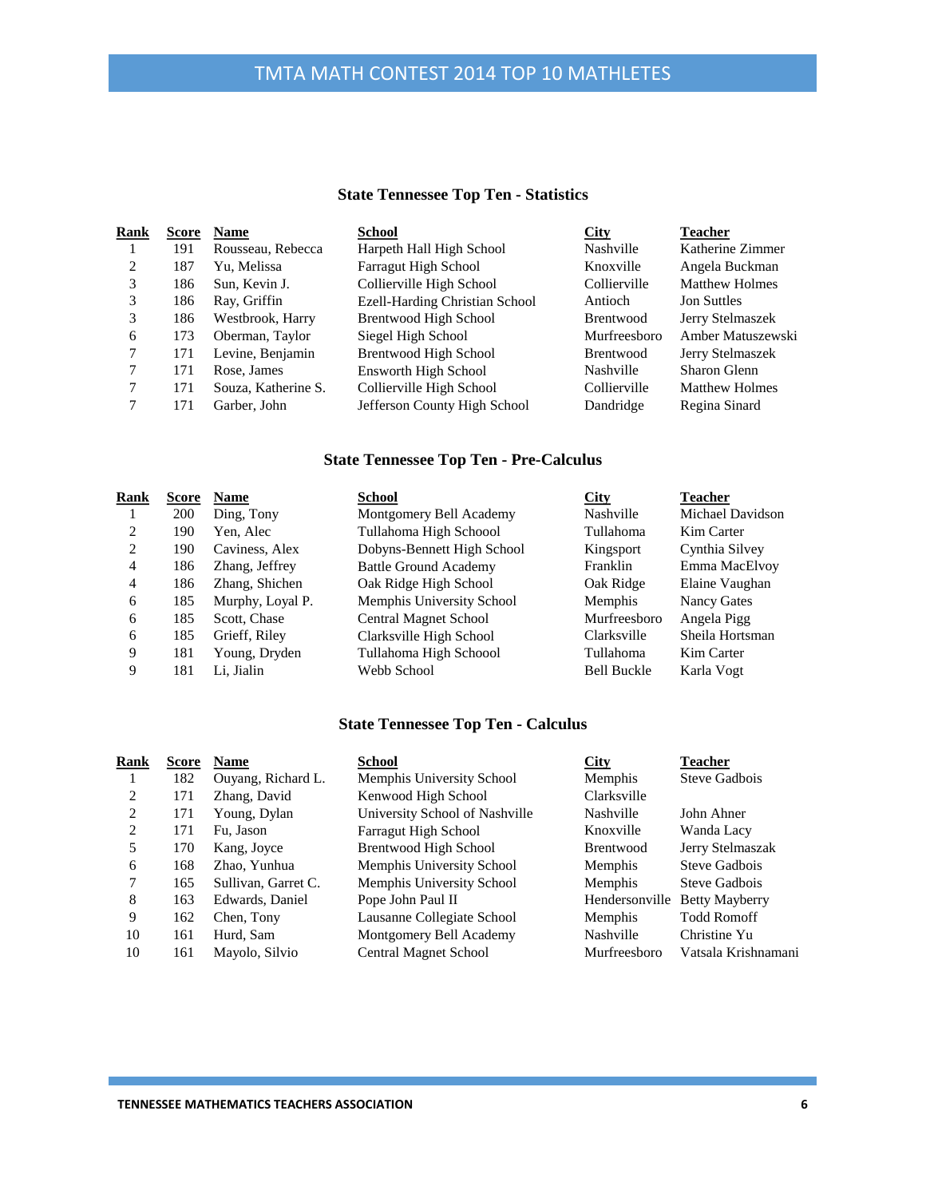## State Tennessee Top Ten - Statistics

| Rank | Score | Name | School | City | Teacher |
|---|---|---|---|---|---|
| 1 | 191 | Rousseau, Rebecca | Harpeth Hall High School | Nashville | Katherine Zimmer |
| 2 | 187 | Yu, Melissa | Farragut High School | Knoxville | Angela Buckman |
| 3 | 186 | Sun, Kevin J. | Collierville High School | Collierville | Matthew Holmes |
| 3 | 186 | Ray, Griffin | Ezell-Harding Christian School | Antioch | Jon Suttles |
| 3 | 186 | Westbrook, Harry | Brentwood High School | Brentwood | Jerry Stelmaszek |
| 6 | 173 | Oberman, Taylor | Siegel High School | Murfreesboro | Amber Matuszewski |
| 7 | 171 | Levine, Benjamin | Brentwood High School | Brentwood | Jerry Stelmaszek |
| 7 | 171 | Rose, James | Ensworth High School | Nashville | Sharon Glenn |
| 7 | 171 | Souza, Katherine S. | Collierville High School | Collierville | Matthew Holmes |
| 7 | 171 | Garber, John | Jefferson County High School | Dandridge | Regina Sinard |

## State Tennessee Top Ten - Pre-Calculus

| Rank | Score | Name | School | City | Teacher |
|---|---|---|---|---|---|
| 1 | 200 | Ding, Tony | Montgomery Bell Academy | Nashville | Michael Davidson |
| 2 | 190 | Yen, Alec | Tullahoma High Schoool | Tullahoma | Kim Carter |
| 2 | 190 | Caviness, Alex | Dobyns-Bennett High School | Kingsport | Cynthia Silvey |
| 4 | 186 | Zhang, Jeffrey | Battle Ground Academy | Franklin | Emma MacElvoy |
| 4 | 186 | Zhang, Shichen | Oak Ridge High School | Oak Ridge | Elaine Vaughan |
| 6 | 185 | Murphy, Loyal P. | Memphis University School | Memphis | Nancy Gates |
| 6 | 185 | Scott, Chase | Central Magnet School | Murfreesboro | Angela Pigg |
| 6 | 185 | Grieff, Riley | Clarksville High School | Clarksville | Sheila Hortsman |
| 9 | 181 | Young, Dryden | Tullahoma High Schoool | Tullahoma | Kim Carter |
| 9 | 181 | Li, Jialin | Webb School | Bell Buckle | Karla Vogt |

## State Tennessee Top Ten - Calculus

| Rank | Score | Name | School | City | Teacher |
|---|---|---|---|---|---|
| 1 | 182 | Ouyang, Richard L. | Memphis University School | Memphis | Steve Gadbois |
| 2 | 171 | Zhang, David | Kenwood High School | Clarksville | |
| 2 | 171 | Young, Dylan | University School of Nashville | Nashville | John Ahner |
| 2 | 171 | Fu, Jason | Farragut High School | Knoxville | Wanda Lacy |
| 5 | 170 | Kang, Joyce | Brentwood High School | Brentwood | Jerry Stelmaszak |
| 6 | 168 | Zhao, Yunhua | Memphis University School | Memphis | Steve Gadbois |
| 7 | 165 | Sullivan, Garret C. | Memphis University School | Memphis | Steve Gadbois |
| 8 | 163 | Edwards, Daniel | Pope John Paul II | Hendersonville | Betty Mayberry |
| 9 | 162 | Chen, Tony | Lausanne Collegiate School | Memphis | Todd Romoff |
| 10 | 161 | Hurd, Sam | Montgomery Bell Academy | Nashville | Christine Yu |
| 10 | 161 | Mayolo, Silvio | Central Magnet School | Murfreesboro | Vatsala Krishnamani |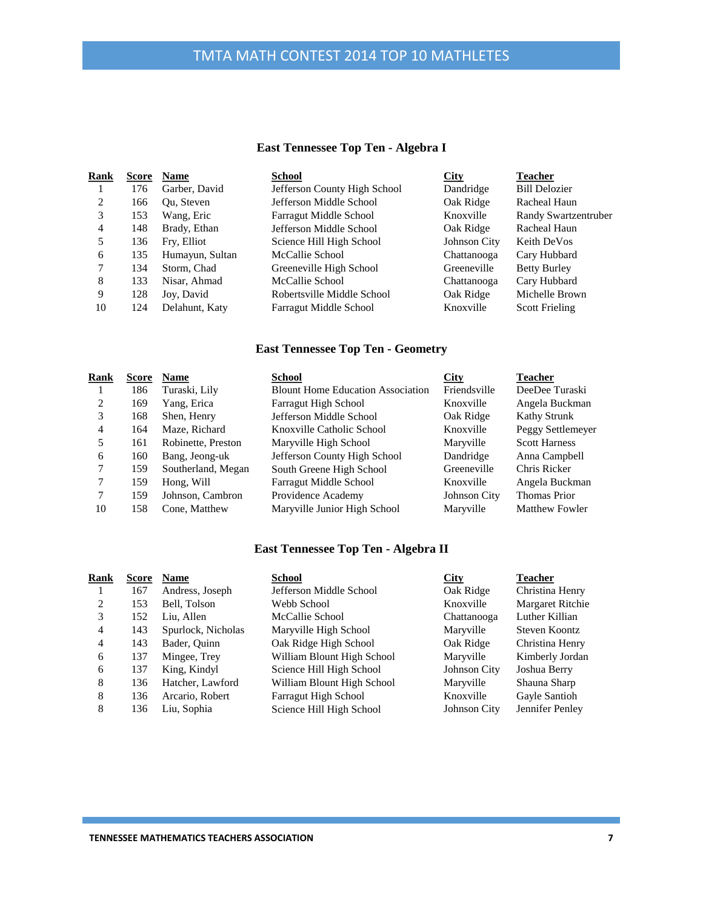# TMTA MATH CONTEST 2014 TOP 10 MATHLETES

## East Tennessee Top Ten - Algebra I

| Rank | Score | Name | School | City | Teacher |
|---|---|---|---|---|---|
| 1 | 176 | Garber, David | Jefferson County High School | Dandridge | Bill Delozier |
| 2 | 166 | Qu, Steven | Jefferson Middle School | Oak Ridge | Racheal Haun |
| 3 | 153 | Wang, Eric | Farragut Middle School | Knoxville | Randy Swartzentruber |
| 4 | 148 | Brady, Ethan | Jefferson Middle School | Oak Ridge | Racheal Haun |
| 5 | 136 | Fry, Elliot | Science Hill High School | Johnson City | Keith DeVos |
| 6 | 135 | Humayun, Sultan | McCallie School | Chattanooga | Cary Hubbard |
| 7 | 134 | Storm, Chad | Greeneville High School | Greeneville | Betty Burley |
| 8 | 133 | Nisar, Ahmad | McCallie School | Chattanooga | Cary Hubbard |
| 9 | 128 | Joy, David | Robertsville Middle School | Oak Ridge | Michelle Brown |
| 10 | 124 | Delahunt, Katy | Farragut Middle School | Knoxville | Scott Frieling |

## East Tennessee Top Ten - Geometry

| Rank | Score | Name | School | City | Teacher |
|---|---|---|---|---|---|
| 1 | 186 | Turaski, Lily | Blount Home Education Association | Friendsville | DeeDee Turaski |
| 2 | 169 | Yang, Erica | Farragut High School | Knoxville | Angela Buckman |
| 3 | 168 | Shen, Henry | Jefferson Middle School | Oak Ridge | Kathy Strunk |
| 4 | 164 | Maze, Richard | Knoxville Catholic School | Knoxville | Peggy Settlemeyer |
| 5 | 161 | Robinette, Preston | Maryville High School | Maryville | Scott Harness |
| 6 | 160 | Bang, Jeong-uk | Jefferson County High School | Dandridge | Anna Campbell |
| 7 | 159 | Southerland, Megan | South Greene High School | Greeneville | Chris Ricker |
| 7 | 159 | Hong, Will | Farragut Middle School | Knoxville | Angela Buckman |
| 7 | 159 | Johnson, Cambron | Providence Academy | Johnson City | Thomas Prior |
| 10 | 158 | Cone, Matthew | Maryville Junior High School | Maryville | Matthew Fowler |

## East Tennessee Top Ten - Algebra II

| Rank | Score | Name | School | City | Teacher |
|---|---|---|---|---|---|
| 1 | 167 | Andress, Joseph | Jefferson Middle School | Oak Ridge | Christina Henry |
| 2 | 153 | Bell, Tolson | Webb School | Knoxville | Margaret Ritchie |
| 3 | 152 | Liu, Allen | McCallie School | Chattanooga | Luther Killian |
| 4 | 143 | Spurlock, Nicholas | Maryville High School | Maryville | Steven Koontz |
| 4 | 143 | Bader, Quinn | Oak Ridge High School | Oak Ridge | Christina Henry |
| 6 | 137 | Mingee, Trey | William Blount High School | Maryville | Kimberly Jordan |
| 6 | 137 | King, Kindyl | Science Hill High School | Johnson City | Joshua Berry |
| 8 | 136 | Hatcher, Lawford | William Blount High School | Maryville | Shauna Sharp |
| 8 | 136 | Arcario, Robert | Farragut High School | Knoxville | Gayle Santioh |
| 8 | 136 | Liu, Sophia | Science Hill High School | Johnson City | Jennifer Penley |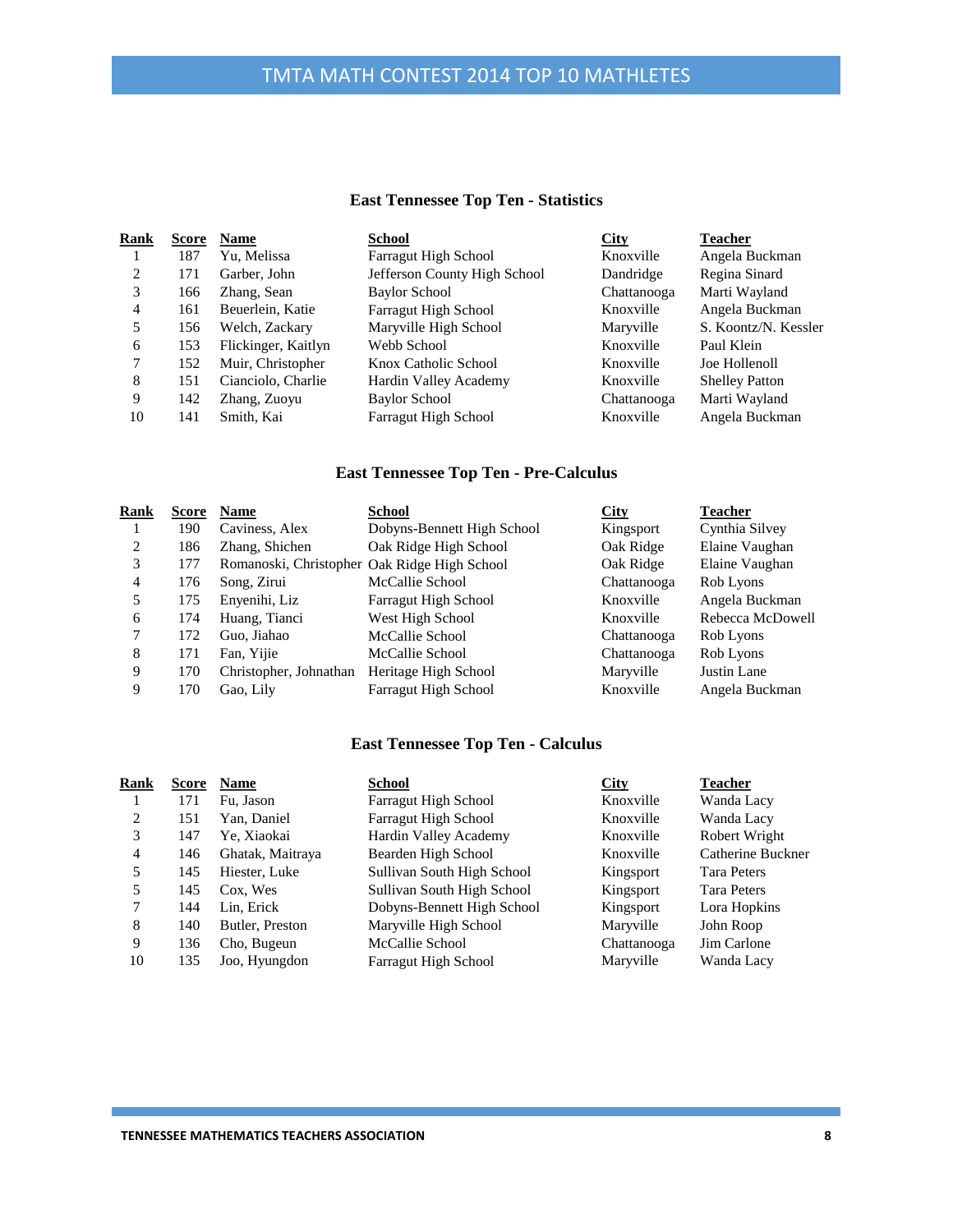# TMTA MATH CONTEST 2014 TOP 10 MATHLETES

## East Tennessee Top Ten - Statistics

| Rank | Score | Name | School | City | Teacher |
|---|---|---|---|---|---|
| 1 | 187 | Yu, Melissa | Farragut High School | Knoxville | Angela Buckman |
| 2 | 171 | Garber, John | Jefferson County High School | Dandridge | Regina Sinard |
| 3 | 166 | Zhang, Sean | Baylor School | Chattanooga | Marti Wayland |
| 4 | 161 | Beuerlein, Katie | Farragut High School | Knoxville | Angela Buckman |
| 5 | 156 | Welch, Zackary | Maryville High School | Maryville | S. Koontz/N. Kessler |
| 6 | 153 | Flickinger, Kaitlyn | Webb School | Knoxville | Paul Klein |
| 7 | 152 | Muir, Christopher | Knox Catholic School | Knoxville | Joe Hollenoll |
| 8 | 151 | Cianciolo, Charlie | Hardin Valley Academy | Knoxville | Shelley Patton |
| 9 | 142 | Zhang, Zuoyu | Baylor School | Chattanooga | Marti Wayland |
| 10 | 141 | Smith, Kai | Farragut High School | Knoxville | Angela Buckman |

## East Tennessee Top Ten - Pre-Calculus

| Rank | Score | Name | School | City | Teacher |
|---|---|---|---|---|---|
| 1 | 190 | Caviness, Alex | Dobyns-Bennett High School | Kingsport | Cynthia Silvey |
| 2 | 186 | Zhang, Shichen | Oak Ridge High School | Oak Ridge | Elaine Vaughan |
| 3 | 177 | Romanoski, Christopher | Oak Ridge High School | Oak Ridge | Elaine Vaughan |
| 4 | 176 | Song, Zirui | McCallie School | Chattanooga | Rob Lyons |
| 5 | 175 | Enyenihi, Liz | Farragut High School | Knoxville | Angela Buckman |
| 6 | 174 | Huang, Tianci | West High School | Knoxville | Rebecca McDowell |
| 7 | 172 | Guo, Jiahao | McCallie School | Chattanooga | Rob Lyons |
| 8 | 171 | Fan, Yijie | McCallie School | Chattanooga | Rob Lyons |
| 9 | 170 | Christopher, Johnathan | Heritage High School | Maryville | Justin Lane |
| 9 | 170 | Gao, Lily | Farragut High School | Knoxville | Angela Buckman |

## East Tennessee Top Ten - Calculus

| Rank | Score | Name | School | City | Teacher |
|---|---|---|---|---|---|
| 1 | 171 | Fu, Jason | Farragut High School | Knoxville | Wanda Lacy |
| 2 | 151 | Yan, Daniel | Farragut High School | Knoxville | Wanda Lacy |
| 3 | 147 | Ye, Xiaokai | Hardin Valley Academy | Knoxville | Robert Wright |
| 4 | 146 | Ghatak, Maitraya | Bearden High School | Knoxville | Catherine Buckner |
| 5 | 145 | Hiester, Luke | Sullivan South High School | Kingsport | Tara Peters |
| 5 | 145 | Cox, Wes | Sullivan South High School | Kingsport | Tara Peters |
| 7 | 144 | Lin, Erick | Dobyns-Bennett High School | Kingsport | Lora Hopkins |
| 8 | 140 | Butler, Preston | Maryville High School | Maryville | John Roop |
| 9 | 136 | Cho, Bugeun | McCallie School | Chattanooga | Jim Carlone |
| 10 | 135 | Joo, Hyungdon | Farragut High School | Maryville | Wanda Lacy |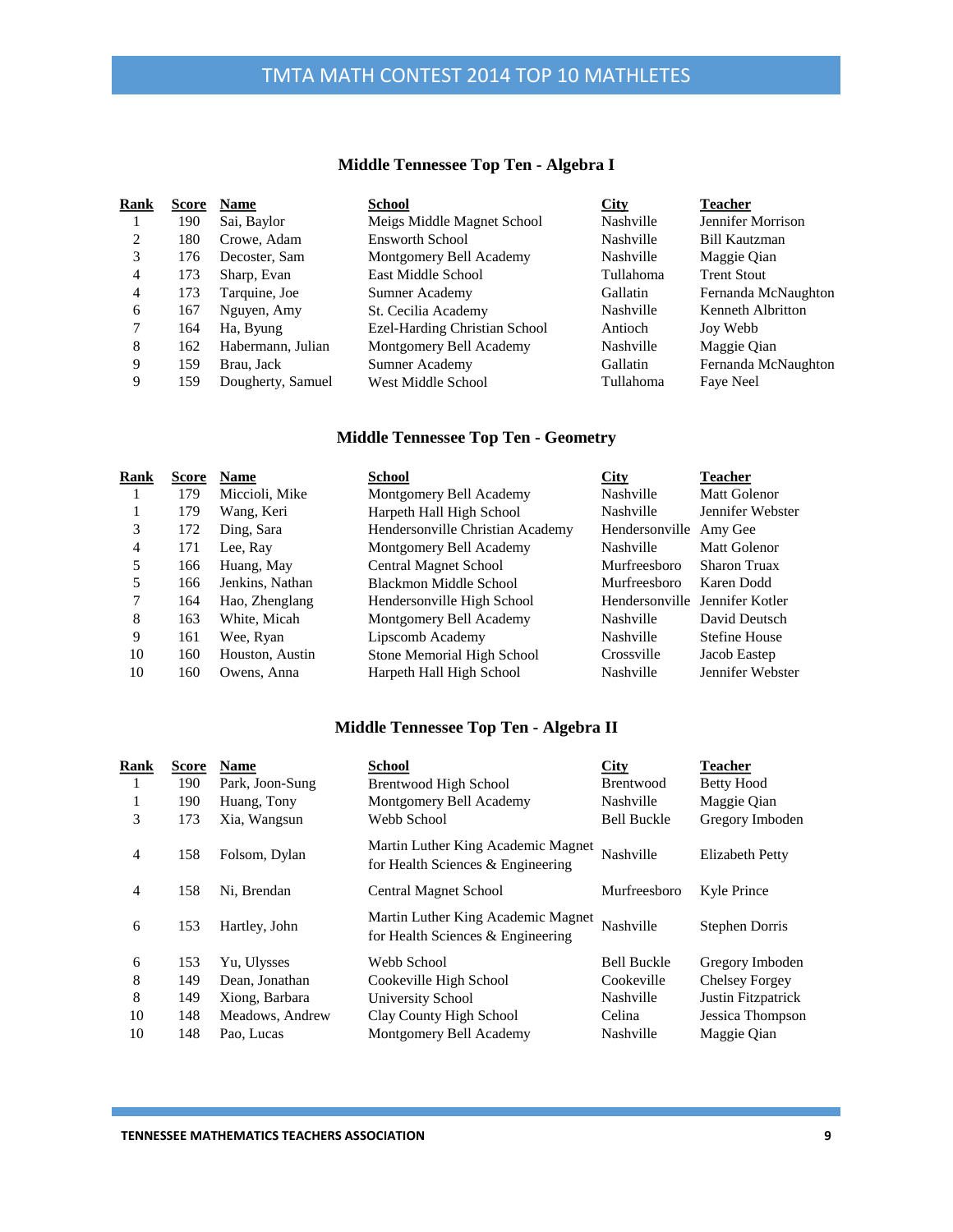# TMTA MATH CONTEST 2014 TOP 10 MATHLETES

## Middle Tennessee Top Ten - Algebra I

| Rank | Score | Name | School | City | Teacher |
|---|---|---|---|---|---|
| 1 | 190 | Sai, Baylor | Meigs Middle Magnet School | Nashville | Jennifer Morrison |
| 2 | 180 | Crowe, Adam | Ensworth School | Nashville | Bill Kautzman |
| 3 | 176 | Decoster, Sam | Montgomery Bell Academy | Nashville | Maggie Qian |
| 4 | 173 | Sharp, Evan | East Middle School | Tullahoma | Trent Stout |
| 4 | 173 | Tarquine, Joe | Sumner Academy | Gallatin | Fernanda McNaughton |
| 6 | 167 | Nguyen, Amy | St. Cecilia Academy | Nashville | Kenneth Albritton |
| 7 | 164 | Ha, Byung | Ezel-Harding Christian School | Antioch | Joy Webb |
| 8 | 162 | Habermann, Julian | Montgomery Bell Academy | Nashville | Maggie Qian |
| 9 | 159 | Brau, Jack | Sumner Academy | Gallatin | Fernanda McNaughton |
| 9 | 159 | Dougherty, Samuel | West Middle School | Tullahoma | Faye Neel |

## Middle Tennessee Top Ten - Geometry

| Rank | Score | Name | School | City | Teacher |
|---|---|---|---|---|---|
| 1 | 179 | Miccioli, Mike | Montgomery Bell Academy | Nashville | Matt Golenor |
| 1 | 179 | Wang, Keri | Harpeth Hall High School | Nashville | Jennifer Webster |
| 3 | 172 | Ding, Sara | Hendersonville Christian Academy | Hendersonville | Amy Gee |
| 4 | 171 | Lee, Ray | Montgomery Bell Academy | Nashville | Matt Golenor |
| 5 | 166 | Huang, May | Central Magnet School | Murfreesboro | Sharon Truax |
| 5 | 166 | Jenkins, Nathan | Blackmon Middle School | Murfreesboro | Karen Dodd |
| 7 | 164 | Hao, Zhenglang | Hendersonville High School | Hendersonville | Jennifer Kotler |
| 8 | 163 | White, Micah | Montgomery Bell Academy | Nashville | David Deutsch |
| 9 | 161 | Wee, Ryan | Lipscomb Academy | Nashville | Stefine House |
| 10 | 160 | Houston, Austin | Stone Memorial High School | Crossville | Jacob Eastep |
| 10 | 160 | Owens, Anna | Harpeth Hall High School | Nashville | Jennifer Webster |

## Middle Tennessee Top Ten - Algebra II

| Rank | Score | Name | School | City | Teacher |
|---|---|---|---|---|---|
| 1 | 190 | Park, Joon-Sung | Brentwood High School | Brentwood | Betty Hood |
| 1 | 190 | Huang, Tony | Montgomery Bell Academy | Nashville | Maggie Qian |
| 3 | 173 | Xia, Wangsun | Webb School | Bell Buckle | Gregory Imboden |
| 4 | 158 | Folsom, Dylan | Martin Luther King Academic Magnet for Health Sciences & Engineering | Nashville | Elizabeth Petty |
| 4 | 158 | Ni, Brendan | Central Magnet School | Murfreesboro | Kyle Prince |
| 6 | 153 | Hartley, John | Martin Luther King Academic Magnet for Health Sciences & Engineering | Nashville | Stephen Dorris |
| 6 | 153 | Yu, Ulysses | Webb School | Bell Buckle | Gregory Imboden |
| 8 | 149 | Dean, Jonathan | Cookeville High School | Cookeville | Chelsey Forgey |
| 8 | 149 | Xiong, Barbara | University School | Nashville | Justin Fitzpatrick |
| 10 | 148 | Meadows, Andrew | Clay County High School | Celina | Jessica Thompson |
| 10 | 148 | Pao, Lucas | Montgomery Bell Academy | Nashville | Maggie Qian |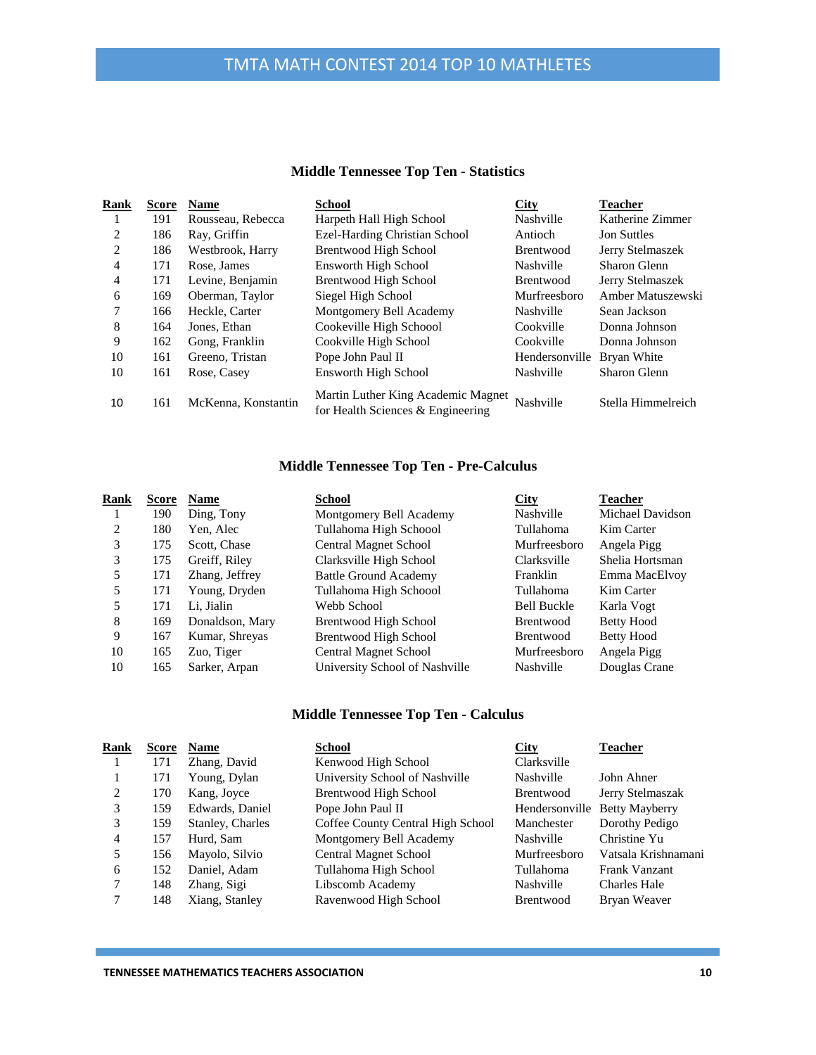# TMTA MATH CONTEST 2014 TOP 10 MATHLETES

## Middle Tennessee Top Ten - Statistics

| Rank | Score | Name | School | City | Teacher |
|---|---|---|---|---|---|
| 1 | 191 | Rousseau, Rebecca | Harpeth Hall High School | Nashville | Katherine Zimmer |
| 2 | 186 | Ray, Griffin | Ezel-Harding Christian School | Antioch | Jon Suttles |
| 2 | 186 | Westbrook, Harry | Brentwood High School | Brentwood | Jerry Stelmaszek |
| 4 | 171 | Rose, James | Ensworth High School | Nashville | Sharon Glenn |
| 4 | 171 | Levine, Benjamin | Brentwood High School | Brentwood | Jerry Stelmaszek |
| 6 | 169 | Oberman, Taylor | Siegel High School | Murfreesboro | Amber Matuszewski |
| 7 | 166 | Heckle, Carter | Montgomery Bell Academy | Nashville | Sean Jackson |
| 8 | 164 | Jones, Ethan | Cookeville High Schoool | Cookville | Donna Johnson |
| 9 | 162 | Gong, Franklin | Cookville High School | Cookville | Donna Johnson |
| 10 | 161 | Greeno, Tristan | Pope John Paul II | Hendersonville | Bryan White |
| 10 | 161 | Rose, Casey | Ensworth High School | Nashville | Sharon Glenn |
| 10 | 161 | McKenna, Konstantin | Martin Luther King Academic Magnet for Health Sciences & Engineering | Nashville | Stella Himmelreich |

## Middle Tennessee Top Ten - Pre-Calculus

| Rank | Score | Name | School | City | Teacher |
|---|---|---|---|---|---|
| 1 | 190 | Ding, Tony | Montgomery Bell Academy | Nashville | Michael Davidson |
| 2 | 180 | Yen, Alec | Tullahoma High Schoool | Tullahoma | Kim Carter |
| 3 | 175 | Scott, Chase | Central Magnet School | Murfreesboro | Angela Pigg |
| 3 | 175 | Greiff, Riley | Clarksville High School | Clarksville | Shelia Hortsman |
| 5 | 171 | Zhang, Jeffrey | Battle Ground Academy | Franklin | Emma MacElvoy |
| 5 | 171 | Young, Dryden | Tullahoma High Schoool | Tullahoma | Kim Carter |
| 5 | 171 | Li, Jialin | Webb School | Bell Buckle | Karla Vogt |
| 8 | 169 | Donaldson, Mary | Brentwood High School | Brentwood | Betty Hood |
| 9 | 167 | Kumar, Shreyas | Brentwood High School | Brentwood | Betty Hood |
| 10 | 165 | Zuo, Tiger | Central Magnet School | Murfreesboro | Angela Pigg |
| 10 | 165 | Sarker, Arpan | University School of Nashville | Nashville | Douglas Crane |

## Middle Tennessee Top Ten - Calculus

| Rank | Score | Name | School | City | Teacher |
|---|---|---|---|---|---|
| 1 | 171 | Zhang, David | Kenwood High School | Clarksville | |
| 1 | 171 | Young, Dylan | University School of Nashville | Nashville | John Ahner |
| 2 | 170 | Kang, Joyce | Brentwood High School | Brentwood | Jerry Stelmaszak |
| 3 | 159 | Edwards, Daniel | Pope John Paul II | Hendersonville | Betty Mayberry |
| 3 | 159 | Stanley, Charles | Coffee County Central High School | Manchester | Dorothy Pedigo |
| 4 | 157 | Hurd, Sam | Montgomery Bell Academy | Nashville | Christine Yu |
| 5 | 156 | Mayolo, Silvio | Central Magnet School | Murfreesboro | Vatsala Krishnamani |
| 6 | 152 | Daniel, Adam | Tullahoma High School | Tullahoma | Frank Vanzant |
| 7 | 148 | Zhang, Sigi | Libscomb Academy | Nashville | Charles Hale |
| 7 | 148 | Xiang, Stanley | Ravenwood High School | Brentwood | Bryan Weaver |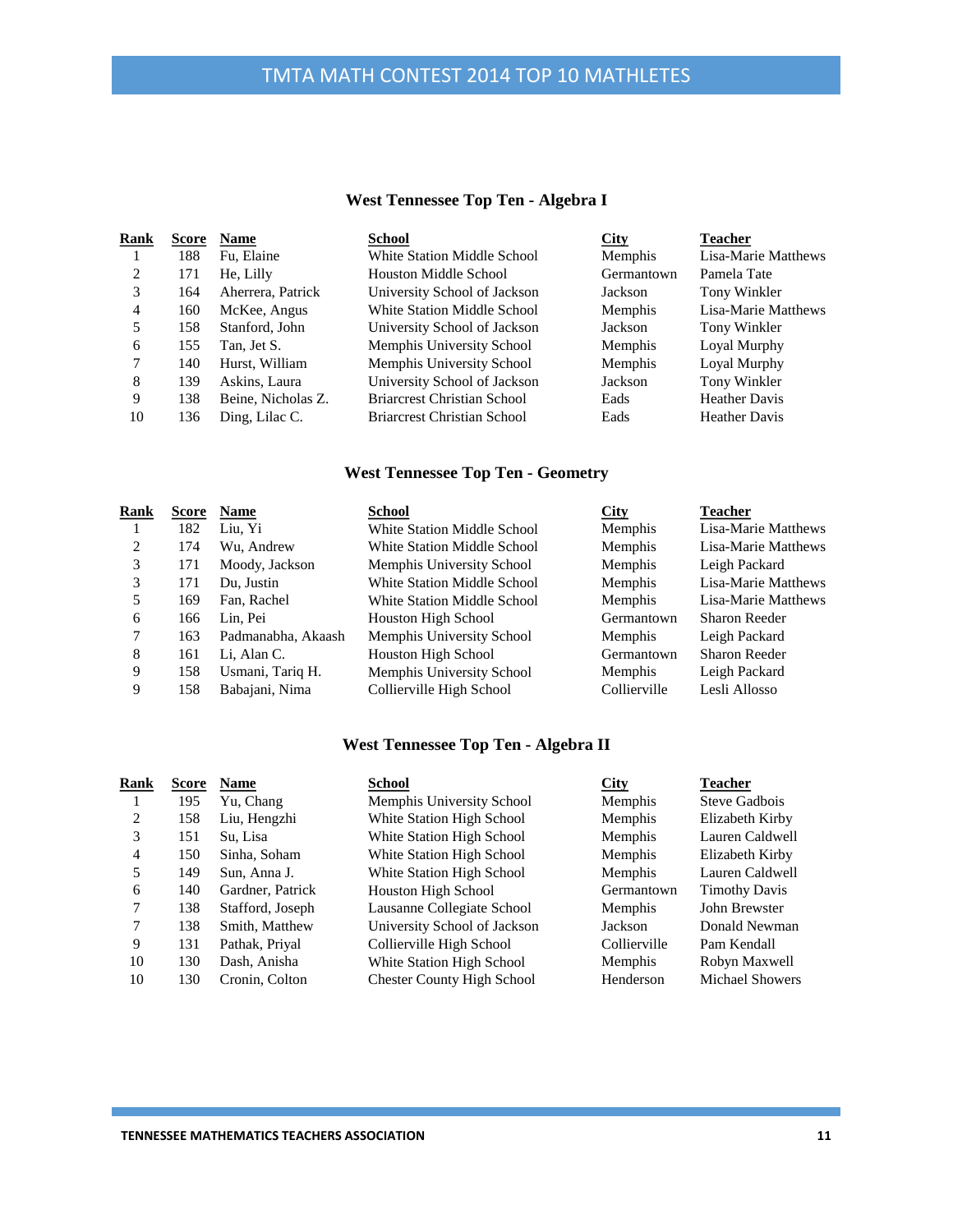# TMTA MATH CONTEST 2014 TOP 10 MATHLETES

## West Tennessee Top Ten - Algebra I

| Rank | Score | Name | School | City | Teacher |
|---|---|---|---|---|---|
| 1 | 188 | Fu, Elaine | White Station Middle School | Memphis | Lisa-Marie Matthews |
| 2 | 171 | He, Lilly | Houston Middle School | Germantown | Pamela Tate |
| 3 | 164 | Aherrera, Patrick | University School of Jackson | Jackson | Tony Winkler |
| 4 | 160 | McKee, Angus | White Station Middle School | Memphis | Lisa-Marie Matthews |
| 5 | 158 | Stanford, John | University School of Jackson | Jackson | Tony Winkler |
| 6 | 155 | Tan, Jet S. | Memphis University School | Memphis | Loyal Murphy |
| 7 | 140 | Hurst, William | Memphis University School | Memphis | Loyal Murphy |
| 8 | 139 | Askins, Laura | University School of Jackson | Jackson | Tony Winkler |
| 9 | 138 | Beine, Nicholas Z. | Briarcrest Christian School | Eads | Heather Davis |
| 10 | 136 | Ding, Lilac C. | Briarcrest Christian School | Eads | Heather Davis |

## West Tennessee Top Ten - Geometry

| Rank | Score | Name | School | City | Teacher |
|---|---|---|---|---|---|
| 1 | 182 | Liu, Yi | White Station Middle School | Memphis | Lisa-Marie Matthews |
| 2 | 174 | Wu, Andrew | White Station Middle School | Memphis | Lisa-Marie Matthews |
| 3 | 171 | Moody, Jackson | Memphis University School | Memphis | Leigh Packard |
| 3 | 171 | Du, Justin | White Station Middle School | Memphis | Lisa-Marie Matthews |
| 5 | 169 | Fan, Rachel | White Station Middle School | Memphis | Lisa-Marie Matthews |
| 6 | 166 | Lin, Pei | Houston High School | Germantown | Sharon Reeder |
| 7 | 163 | Padmanabha, Akaash | Memphis University School | Memphis | Leigh Packard |
| 8 | 161 | Li, Alan C. | Houston High School | Germantown | Sharon Reeder |
| 9 | 158 | Usmani, Tariq H. | Memphis University School | Memphis | Leigh Packard |
| 9 | 158 | Babajani, Nima | Collierville High School | Collierville | Lesli Allosso |

## West Tennessee Top Ten - Algebra II

| Rank | Score | Name | School | City | Teacher |
|---|---|---|---|---|---|
| 1 | 195 | Yu, Chang | Memphis University School | Memphis | Steve Gadbois |
| 2 | 158 | Liu, Hengzhi | White Station High School | Memphis | Elizabeth Kirby |
| 3 | 151 | Su, Lisa | White Station High School | Memphis | Lauren Caldwell |
| 4 | 150 | Sinha, Soham | White Station High School | Memphis | Elizabeth Kirby |
| 5 | 149 | Sun, Anna J. | White Station High School | Memphis | Lauren Caldwell |
| 6 | 140 | Gardner, Patrick | Houston High School | Germantown | Timothy Davis |
| 7 | 138 | Stafford, Joseph | Lausanne Collegiate School | Memphis | John Brewster |
| 7 | 138 | Smith, Matthew | University School of Jackson | Jackson | Donald Newman |
| 9 | 131 | Pathak, Priyal | Collierville High School | Collierville | Pam Kendall |
| 10 | 130 | Dash, Anisha | White Station High School | Memphis | Robyn Maxwell |
| 10 | 130 | Cronin, Colton | Chester County High School | Henderson | Michael Showers |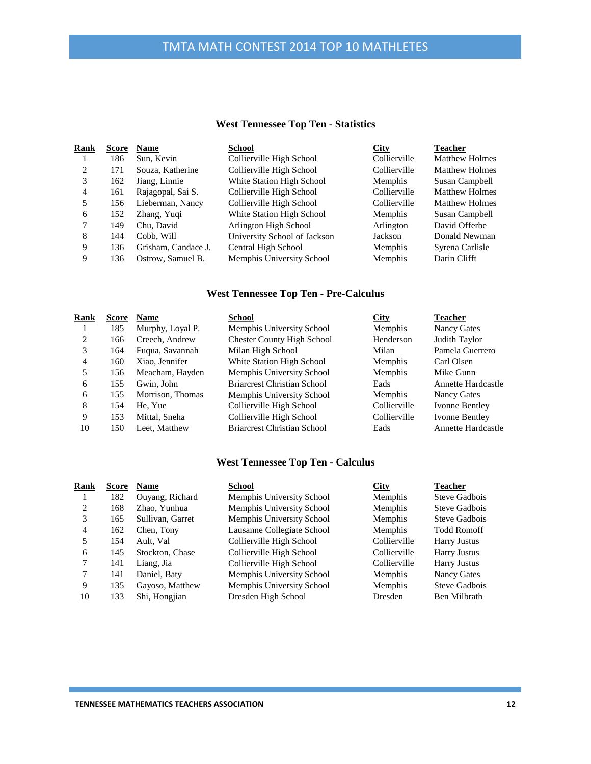## West Tennessee Top Ten - Statistics

| Rank | Score | Name | School | City | Teacher |
|---|---|---|---|---|---|
| 1 | 186 | Sun, Kevin | Collierville High School | Collierville | Matthew Holmes |
| 2 | 171 | Souza, Katherine | Collierville High School | Collierville | Matthew Holmes |
| 3 | 162 | Jiang, Linnie | White Station High School | Memphis | Susan Campbell |
| 4 | 161 | Rajagopal, Sai S. | Collierville High School | Collierville | Matthew Holmes |
| 5 | 156 | Lieberman, Nancy | Collierville High School | Collierville | Matthew Holmes |
| 6 | 152 | Zhang, Yuqi | White Station High School | Memphis | Susan Campbell |
| 7 | 149 | Chu, David | Arlington High School | Arlington | David Offerbe |
| 8 | 144 | Cobb, Will | University School of Jackson | Jackson | Donald Newman |
| 9 | 136 | Grisham, Candace J. | Central High School | Memphis | Syrena Carlisle |
| 9 | 136 | Ostrow, Samuel B. | Memphis University School | Memphis | Darin Clifft |

## West Tennessee Top Ten - Pre-Calculus

| Rank | Score | Name | School | City | Teacher |
|---|---|---|---|---|---|
| 1 | 185 | Murphy, Loyal P. | Memphis University School | Memphis | Nancy Gates |
| 2 | 166 | Creech, Andrew | Chester County High School | Henderson | Judith Taylor |
| 3 | 164 | Fuqua, Savannah | Milan High School | Milan | Pamela Guerrero |
| 4 | 160 | Xiao, Jennifer | White Station High School | Memphis | Carl Olsen |
| 5 | 156 | Meacham, Hayden | Memphis University School | Memphis | Mike Gunn |
| 6 | 155 | Gwin, John | Briarcrest Christian School | Eads | Annette Hardcastle |
| 6 | 155 | Morrison, Thomas | Memphis University School | Memphis | Nancy Gates |
| 8 | 154 | He, Yue | Collierville High School | Collierville | Ivonne Bentley |
| 9 | 153 | Mittal, Sneha | Collierville High School | Collierville | Ivonne Bentley |
| 10 | 150 | Leet, Matthew | Briarcrest Christian School | Eads | Annette Hardcastle |

## West Tennessee Top Ten - Calculus

| Rank | Score | Name | School | City | Teacher |
|---|---|---|---|---|---|
| 1 | 182 | Ouyang, Richard | Memphis University School | Memphis | Steve Gadbois |
| 2 | 168 | Zhao, Yunhua | Memphis University School | Memphis | Steve Gadbois |
| 3 | 165 | Sullivan, Garret | Memphis University School | Memphis | Steve Gadbois |
| 4 | 162 | Chen, Tony | Lausanne Collegiate School | Memphis | Todd Romoff |
| 5 | 154 | Ault, Val | Collierville High School | Collierville | Harry Justus |
| 6 | 145 | Stockton, Chase | Collierville High School | Collierville | Harry Justus |
| 7 | 141 | Liang, Jia | Collierville High School | Collierville | Harry Justus |
| 7 | 141 | Daniel, Baty | Memphis University School | Memphis | Nancy Gates |
| 9 | 135 | Gayoso, Matthew | Memphis University School | Memphis | Steve Gadbois |
| 10 | 133 | Shi, Hongjian | Dresden High School | Dresden | Ben Milbrath |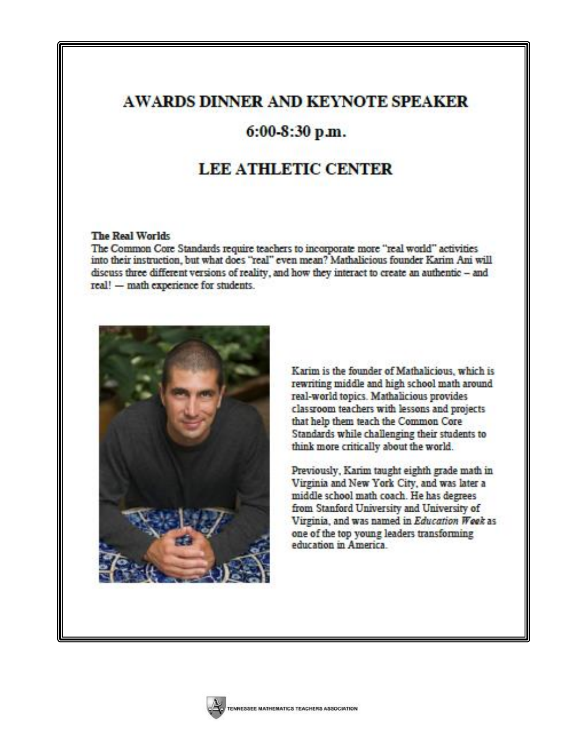# AWARDS DINNER AND KEYNOTE SPEAKER

## 6:00-8:30 p.m.

## LEE ATHLETIC CENTER

**The Real Worlds**

The Common Core Standards require teachers to incorporate more "real world" activities into their instruction, but what does "real" even mean? Mathalicious founder Karim Ani will discuss three different versions of reality, and how they interact to create an authentic – and real! — math experience for students.

Karim is the founder of Mathalicious, which is rewriting middle and high school math around real-world topics. Mathalicious provides classroom teachers with lessons and projects that help them teach the Common Core Standards while challenging their students to think more critically about the world.

Previously, Karim taught eighth grade math in Virginia and New York City, and was later a middle school math coach. He has degrees from Stanford University and University of Virginia, and was named in *Education Week* as one of the top young leaders transforming education in America.

TENNESSEE MATHEMATICS TEACHERS ASSOCIATION